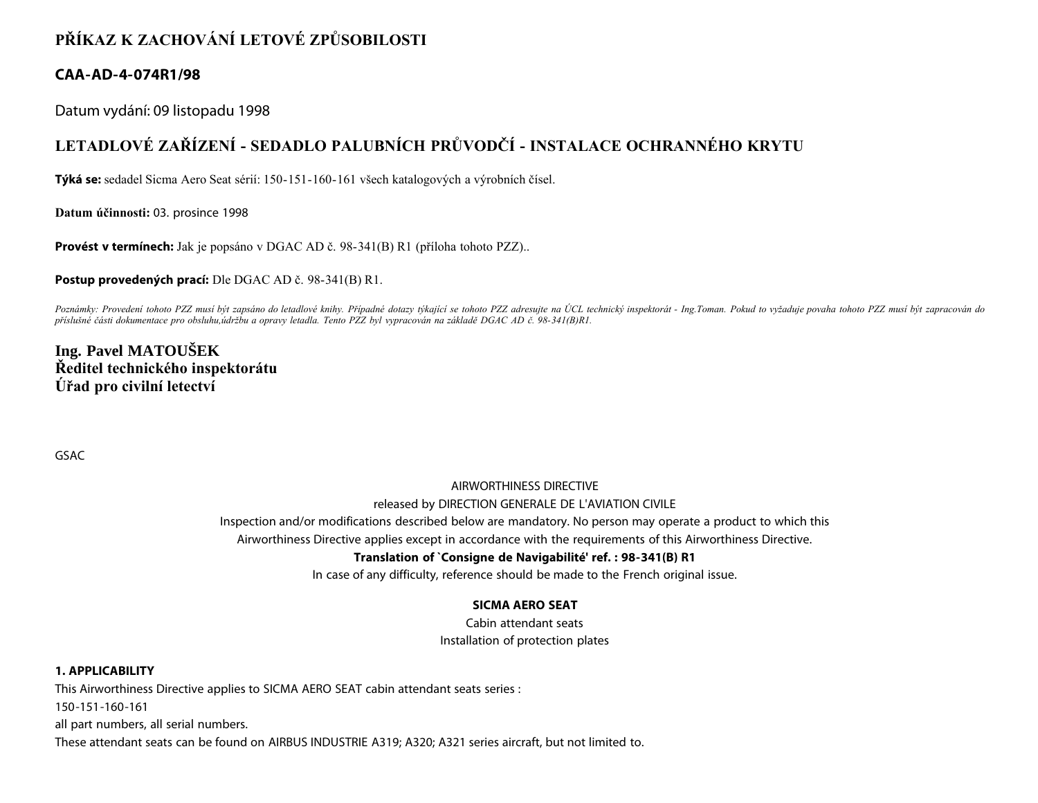# PŘÍKAZ K ZACHOVÁNÍ LETOVÉ ZPŮSOBILOSTI

## CAA-AD-4-074R1/98

Datum vydání: 09 listopadu 1998

## LETADLOVÉ ZAŘÍZENÍ - SEDADLO PALUBNÍCH PRŮVODČÍ - INSTALACE OCHRANNÉHO KRYTU

**Týká se:** sedadel Sicma Aero Seat sérií: 150-151-160-161 všech katalogových a výrobních čísel.

**Datum účinnosti:** 03. prosince 1998

**Provést v termínech:** Jak je popsáno v DGAC AD č. 98-341(B) R1 (příloha tohoto PZZ)..

**Postup provedených prací:** Dle DGAC AD č. 98-341(B) R1.

*Poznámky: Provedení tohoto PZZ musí být zapsáno do letadlové knihy. Případné dotazy týkající se tohoto PZZ adresujte na ÚCL technický inspektorát - Ing.Toman. Pokud to vyžaduje povaha tohoto PZZ musí být zapracován do příslušné části dokumentace pro obsluhu,údržbu a opravy letadla. Tento PZZ byl vypracován na základě DGAC AD č. 98-341(B)R1.*

**Ing. Pavel MATOUŠEK**
**Ředitel technického inspektorátu**
**Úřad pro civilní letectví**

GSAC

AIRWORTHINESS DIRECTIVE

released by DIRECTION GENERALE DE L'AVIATION CIVILE

Inspection and/or modifications described below are mandatory. No person may operate a product to which this Airworthiness Directive applies except in accordance with the requirements of this Airworthiness Directive.

**Translation of `Consigne de Navigabilité' ref. : 98-341(B) R1**

In case of any difficulty, reference should be made to the French original issue.

**SICMA AERO SEAT**

Cabin attendant seats

Installation of protection plates

**1. APPLICABILITY**

This Airworthiness Directive applies to SICMA AERO SEAT cabin attendant seats series :

150-151-160-161

all part numbers, all serial numbers.

These attendant seats can be found on AIRBUS INDUSTRIE A319; A320; A321 series aircraft, but not limited to.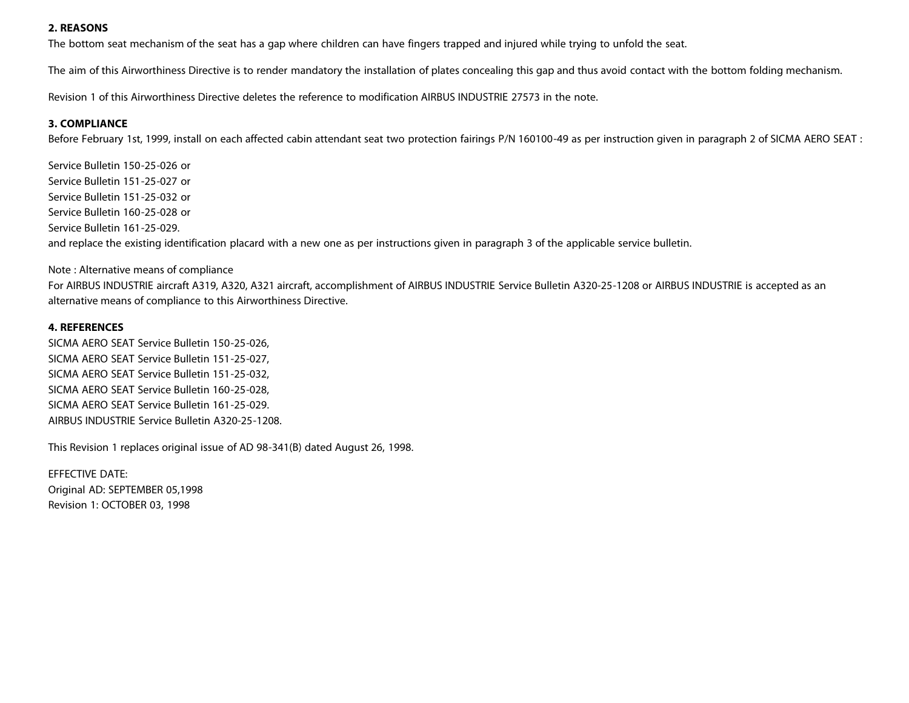## 2. REASONS

The bottom seat mechanism of the seat has a gap where children can have fingers trapped and injured while trying to unfold the seat.

The aim of this Airworthiness Directive is to render mandatory the installation of plates concealing this gap and thus avoid contact with the bottom folding mechanism.

Revision 1 of this Airworthiness Directive deletes the reference to modification AIRBUS INDUSTRIE 27573 in the note.

## 3. COMPLIANCE

Before February 1st, 1999, install on each affected cabin attendant seat two protection fairings P/N 160100-49 as per instruction given in paragraph 2 of SICMA AERO SEAT :

Service Bulletin 150-25-026 or
Service Bulletin 151-25-027 or
Service Bulletin 151-25-032 or
Service Bulletin 160-25-028 or
Service Bulletin 161-25-029.
and replace the existing identification placard with a new one as per instructions given in paragraph 3 of the applicable service bulletin.

Note : Alternative means of compliance
For AIRBUS INDUSTRIE aircraft A319, A320, A321 aircraft, accomplishment of AIRBUS INDUSTRIE Service Bulletin A320-25-1208 or AIRBUS INDUSTRIE is accepted as an alternative means of compliance to this Airworthiness Directive.

## 4. REFERENCES

SICMA AERO SEAT Service Bulletin 150-25-026,
SICMA AERO SEAT Service Bulletin 151-25-027,
SICMA AERO SEAT Service Bulletin 151-25-032,
SICMA AERO SEAT Service Bulletin 160-25-028,
SICMA AERO SEAT Service Bulletin 161-25-029.
AIRBUS INDUSTRIE Service Bulletin A320-25-1208.

This Revision 1 replaces original issue of AD 98-341(B) dated August 26, 1998.

EFFECTIVE DATE:
Original AD: SEPTEMBER 05,1998
Revision 1: OCTOBER 03, 1998